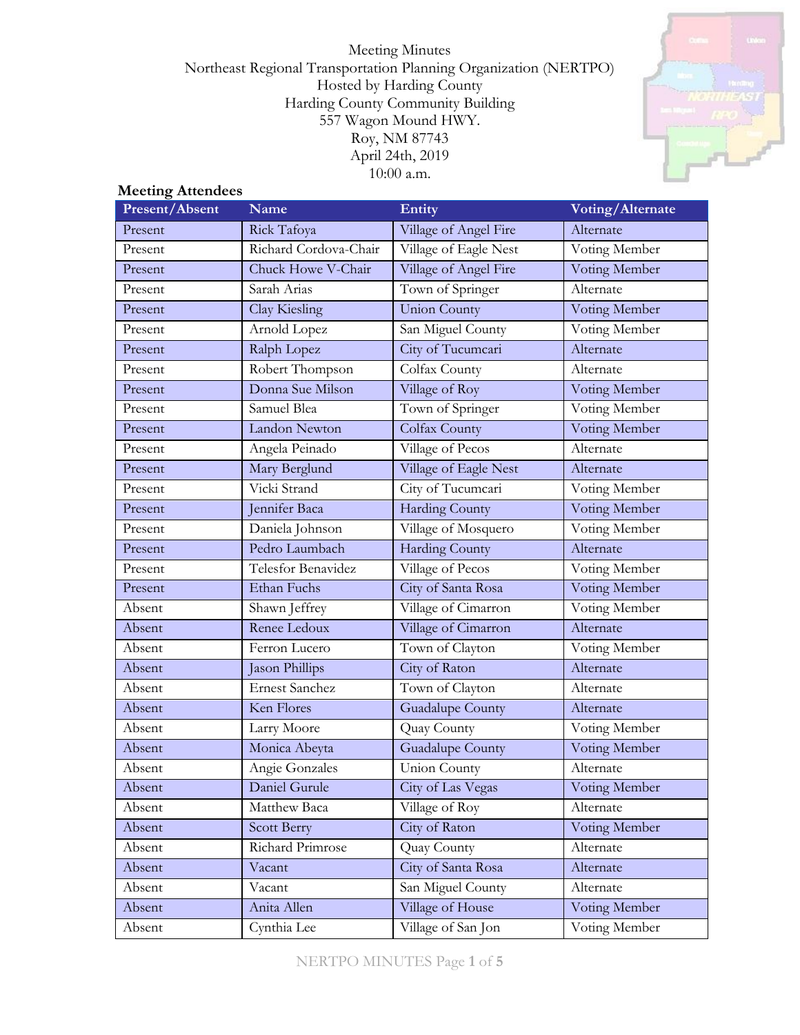Meeting Minutes
Northeast Regional Transportation Planning Organization (NERTPO)
Hosted by Harding County
Harding County Community Building
557 Wagon Mound HWY.
Roy, NM 87743
April 24th, 2019
10:00 a.m.

**Meeting Attendees**

| Present/Absent | Name | Entity | Voting/Alternate |
|---|---|---|---|
| Present | Rick Tafoya | Village of Angel Fire | Alternate |
| Present | Richard Cordova-Chair | Village of Eagle Nest | Voting Member |
| Present | Chuck Howe V-Chair | Village of Angel Fire | Voting Member |
| Present | Sarah Arias | Town of Springer | Alternate |
| Present | Clay Kiesling | Union County | Voting Member |
| Present | Arnold Lopez | San Miguel County | Voting Member |
| Present | Ralph Lopez | City of Tucumcari | Alternate |
| Present | Robert Thompson | Colfax County | Alternate |
| Present | Donna Sue Milson | Village of Roy | Voting Member |
| Present | Samuel Blea | Town of Springer | Voting Member |
| Present | Landon Newton | Colfax County | Voting Member |
| Present | Angela Peinado | Village of Pecos | Alternate |
| Present | Mary Berglund | Village of Eagle Nest | Alternate |
| Present | Vicki Strand | City of Tucumcari | Voting Member |
| Present | Jennifer Baca | Harding County | Voting Member |
| Present | Daniela Johnson | Village of Mosquero | Voting Member |
| Present | Pedro Laumbach | Harding County | Alternate |
| Present | Telesfor Benavidez | Village of Pecos | Voting Member |
| Present | Ethan Fuchs | City of Santa Rosa | Voting Member |
| Absent | Shawn Jeffrey | Village of Cimarron | Voting Member |
| Absent | Renee Ledoux | Village of Cimarron | Alternate |
| Absent | Ferron Lucero | Town of Clayton | Voting Member |
| Absent | Jason Phillips | City of Raton | Alternate |
| Absent | Ernest Sanchez | Town of Clayton | Alternate |
| Absent | Ken Flores | Guadalupe County | Alternate |
| Absent | Larry Moore | Quay County | Voting Member |
| Absent | Monica Abeyta | Guadalupe County | Voting Member |
| Absent | Angie Gonzales | Union County | Alternate |
| Absent | Daniel Gurule | City of Las Vegas | Voting Member |
| Absent | Matthew Baca | Village of Roy | Alternate |
| Absent | Scott Berry | City of Raton | Voting Member |
| Absent | Richard Primrose | Quay County | Alternate |
| Absent | Vacant | City of Santa Rosa | Alternate |
| Absent | Vacant | San Miguel County | Alternate |
| Absent | Anita Allen | Village of House | Voting Member |
| Absent | Cynthia Lee | Village of San Jon | Voting Member |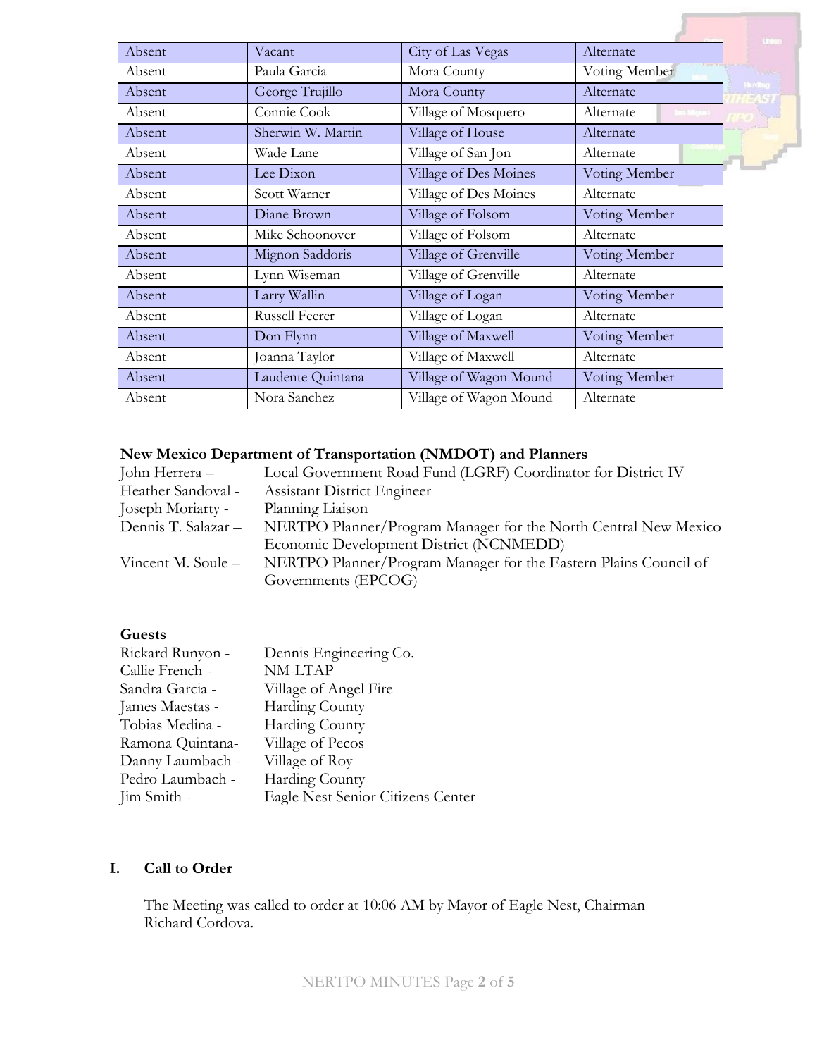| Absent | Vacant | City of Las Vegas | Alternate |
|---|---|---|---|
| Absent | Paula Garcia | Mora County | Voting Member |
| Absent | George Trujillo | Mora County | Alternate |
| Absent | Connie Cook | Village of Mosquero | Alternate |
| Absent | Sherwin W. Martin | Village of House | Alternate |
| Absent | Wade Lane | Village of San Jon | Alternate |
| Absent | Lee Dixon | Village of Des Moines | Voting Member |
| Absent | Scott Warner | Village of Des Moines | Alternate |
| Absent | Diane Brown | Village of Folsom | Voting Member |
| Absent | Mike Schoonover | Village of Folsom | Alternate |
| Absent | Mignon Saddoris | Village of Grenville | Voting Member |
| Absent | Lynn Wiseman | Village of Grenville | Alternate |
| Absent | Larry Wallin | Village of Logan | Voting Member |
| Absent | Russell Feerer | Village of Logan | Alternate |
| Absent | Don Flynn | Village of Maxwell | Voting Member |
| Absent | Joanna Taylor | Village of Maxwell | Alternate |
| Absent | Laudente Quintana | Village of Wagon Mound | Voting Member |
| Absent | Nora Sanchez | Village of Wagon Mound | Alternate |

**New Mexico Department of Transportation (NMDOT) and Planners**

John Herrera – Local Government Road Fund (LGRF) Coordinator for District IV
Heather Sandoval - Assistant District Engineer
Joseph Moriarty - Planning Liaison
Dennis T. Salazar – NERTPO Planner/Program Manager for the North Central New Mexico Economic Development District (NCNMEDD)
Vincent M. Soule – NERTPO Planner/Program Manager for the Eastern Plains Council of Governments (EPCOG)

**Guests**

Rickard Runyon - Dennis Engineering Co.
Callie French - NM-LTAP
Sandra Garcia - Village of Angel Fire
James Maestas - Harding County
Tobias Medina - Harding County
Ramona Quintana- Village of Pecos
Danny Laumbach - Village of Roy
Pedro Laumbach - Harding County
Jim Smith - Eagle Nest Senior Citizens Center

## I. Call to Order

The Meeting was called to order at 10:06 AM by Mayor of Eagle Nest, Chairman Richard Cordova.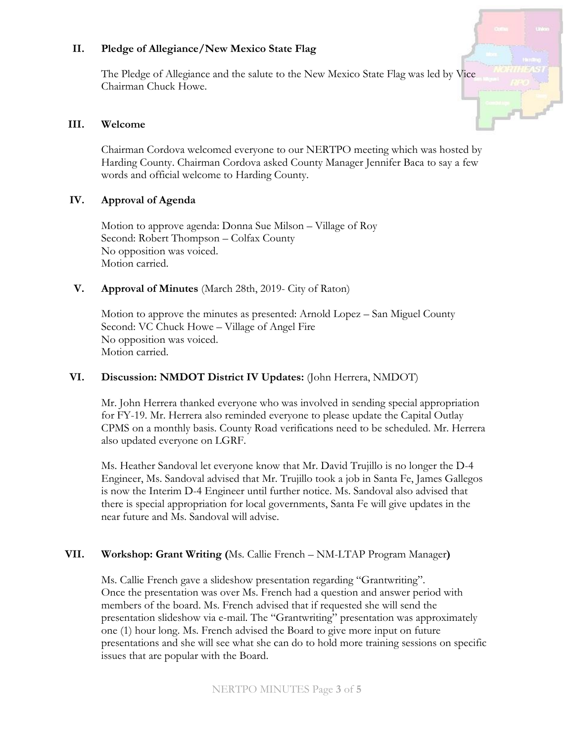## II. Pledge of Allegiance/New Mexico State Flag

The Pledge of Allegiance and the salute to the New Mexico State Flag was led by Vice Chairman Chuck Howe.

## III. Welcome

Chairman Cordova welcomed everyone to our NERTPO meeting which was hosted by Harding County. Chairman Cordova asked County Manager Jennifer Baca to say a few words and official welcome to Harding County.

## IV. Approval of Agenda

Motion to approve agenda: Donna Sue Milson – Village of Roy
Second: Robert Thompson – Colfax County
No opposition was voiced.
Motion carried.

## V. Approval of Minutes (March 28th, 2019- City of Raton)

Motion to approve the minutes as presented: Arnold Lopez – San Miguel County
Second: VC Chuck Howe – Village of Angel Fire
No opposition was voiced.
Motion carried.

## VI. Discussion: NMDOT District IV Updates: (John Herrera, NMDOT)

Mr. John Herrera thanked everyone who was involved in sending special appropriation for FY-19. Mr. Herrera also reminded everyone to please update the Capital Outlay CPMS on a monthly basis. County Road verifications need to be scheduled. Mr. Herrera also updated everyone on LGRF.

Ms. Heather Sandoval let everyone know that Mr. David Trujillo is no longer the D-4 Engineer, Ms. Sandoval advised that Mr. Trujillo took a job in Santa Fe, James Gallegos is now the Interim D-4 Engineer until further notice. Ms. Sandoval also advised that there is special appropriation for local governments, Santa Fe will give updates in the near future and Ms. Sandoval will advise.

## VII. Workshop: Grant Writing (Ms. Callie French – NM-LTAP Program Manager)

Ms. Callie French gave a slideshow presentation regarding "Grantwriting". Once the presentation was over Ms. French had a question and answer period with members of the board. Ms. French advised that if requested she will send the presentation slideshow via e-mail. The "Grantwriting" presentation was approximately one (1) hour long. Ms. French advised the Board to give more input on future presentations and she will see what she can do to hold more training sessions on specific issues that are popular with the Board.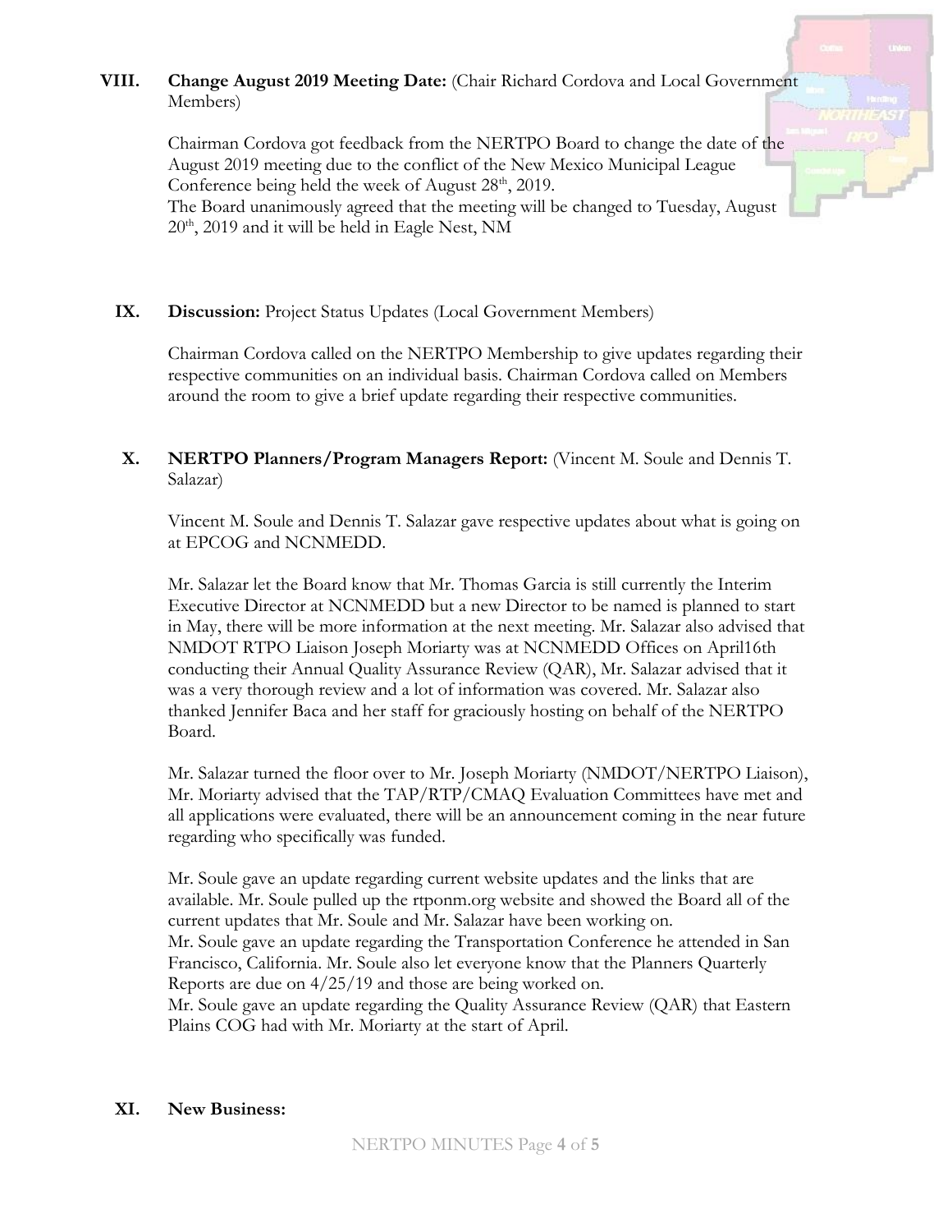**VIII. Change August 2019 Meeting Date:** (Chair Richard Cordova and Local Government Members)

Chairman Cordova got feedback from the NERTPO Board to change the date of the August 2019 meeting due to the conflict of the New Mexico Municipal League Conference being held the week of August 28th, 2019.
The Board unanimously agreed that the meeting will be changed to Tuesday, August 20th, 2019 and it will be held in Eagle Nest, NM

**IX. Discussion:** Project Status Updates (Local Government Members)

Chairman Cordova called on the NERTPO Membership to give updates regarding their respective communities on an individual basis. Chairman Cordova called on Members around the room to give a brief update regarding their respective communities.

**X. NERTPO Planners/Program Managers Report:** (Vincent M. Soule and Dennis T. Salazar)

Vincent M. Soule and Dennis T. Salazar gave respective updates about what is going on at EPCOG and NCNMEDD.

Mr. Salazar let the Board know that Mr. Thomas Garcia is still currently the Interim Executive Director at NCNMEDD but a new Director to be named is planned to start in May, there will be more information at the next meeting. Mr. Salazar also advised that NMDOT RTPO Liaison Joseph Moriarty was at NCNMEDD Offices on April16th conducting their Annual Quality Assurance Review (QAR), Mr. Salazar advised that it was a very thorough review and a lot of information was covered. Mr. Salazar also thanked Jennifer Baca and her staff for graciously hosting on behalf of the NERTPO Board.

Mr. Salazar turned the floor over to Mr. Joseph Moriarty (NMDOT/NERTPO Liaison), Mr. Moriarty advised that the TAP/RTP/CMAQ Evaluation Committees have met and all applications were evaluated, there will be an announcement coming in the near future regarding who specifically was funded.

Mr. Soule gave an update regarding current website updates and the links that are available. Mr. Soule pulled up the rtponm.org website and showed the Board all of the current updates that Mr. Soule and Mr. Salazar have been working on.
Mr. Soule gave an update regarding the Transportation Conference he attended in San Francisco, California. Mr. Soule also let everyone know that the Planners Quarterly Reports are due on 4/25/19 and those are being worked on.
Mr. Soule gave an update regarding the Quality Assurance Review (QAR) that Eastern Plains COG had with Mr. Moriarty at the start of April.

**XI. New Business:**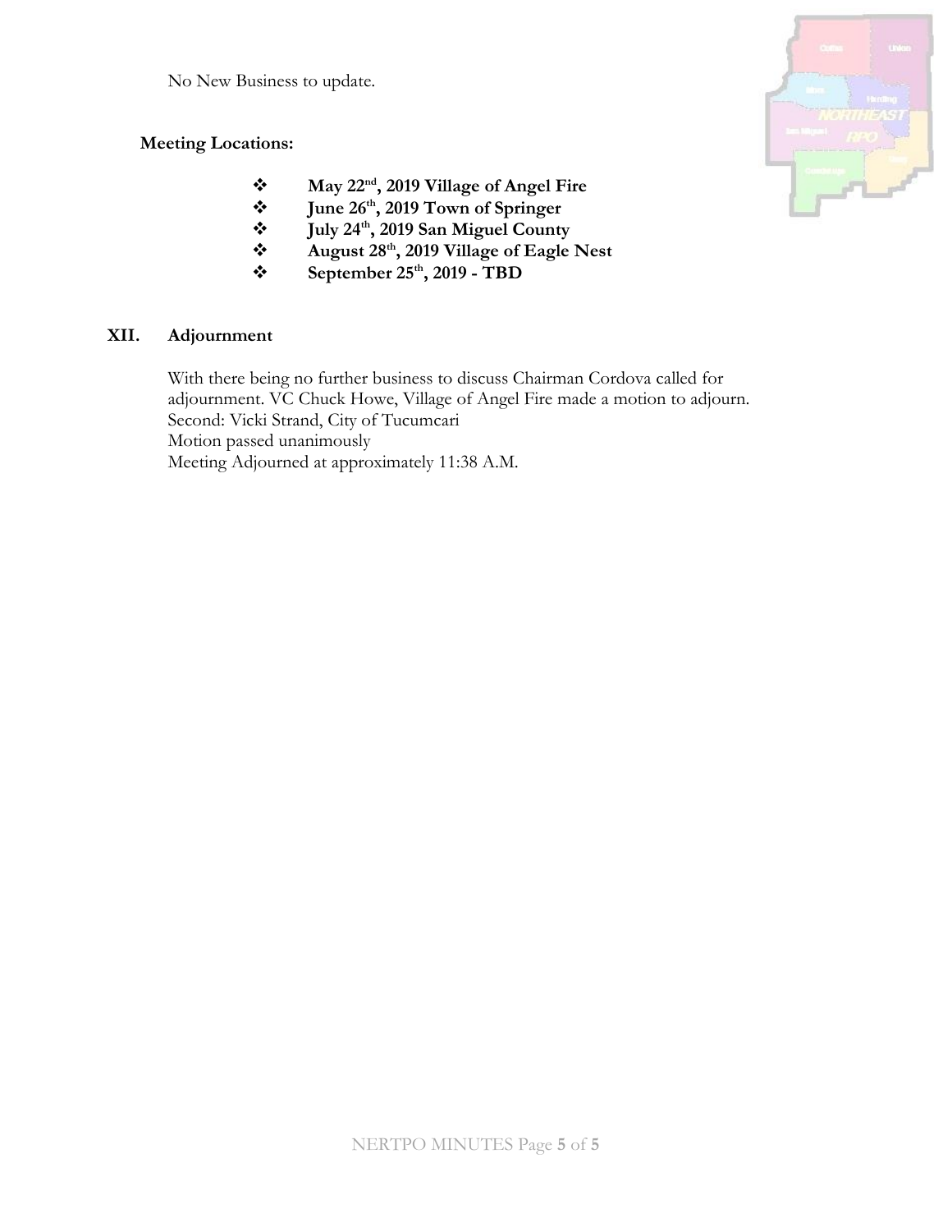No New Business to update.

**Meeting Locations:**

- **May 22nd, 2019 Village of Angel Fire**
- **June 26th, 2019 Town of Springer**
- **July 24th, 2019 San Miguel County**
- **August 28th, 2019 Village of Eagle Nest**
- **September 25th, 2019 - TBD**

## XII. Adjournment

With there being no further business to discuss Chairman Cordova called for adjournment. VC Chuck Howe, Village of Angel Fire made a motion to adjourn.
Second: Vicki Strand, City of Tucumcari
Motion passed unanimously
Meeting Adjourned at approximately 11:38 A.M.